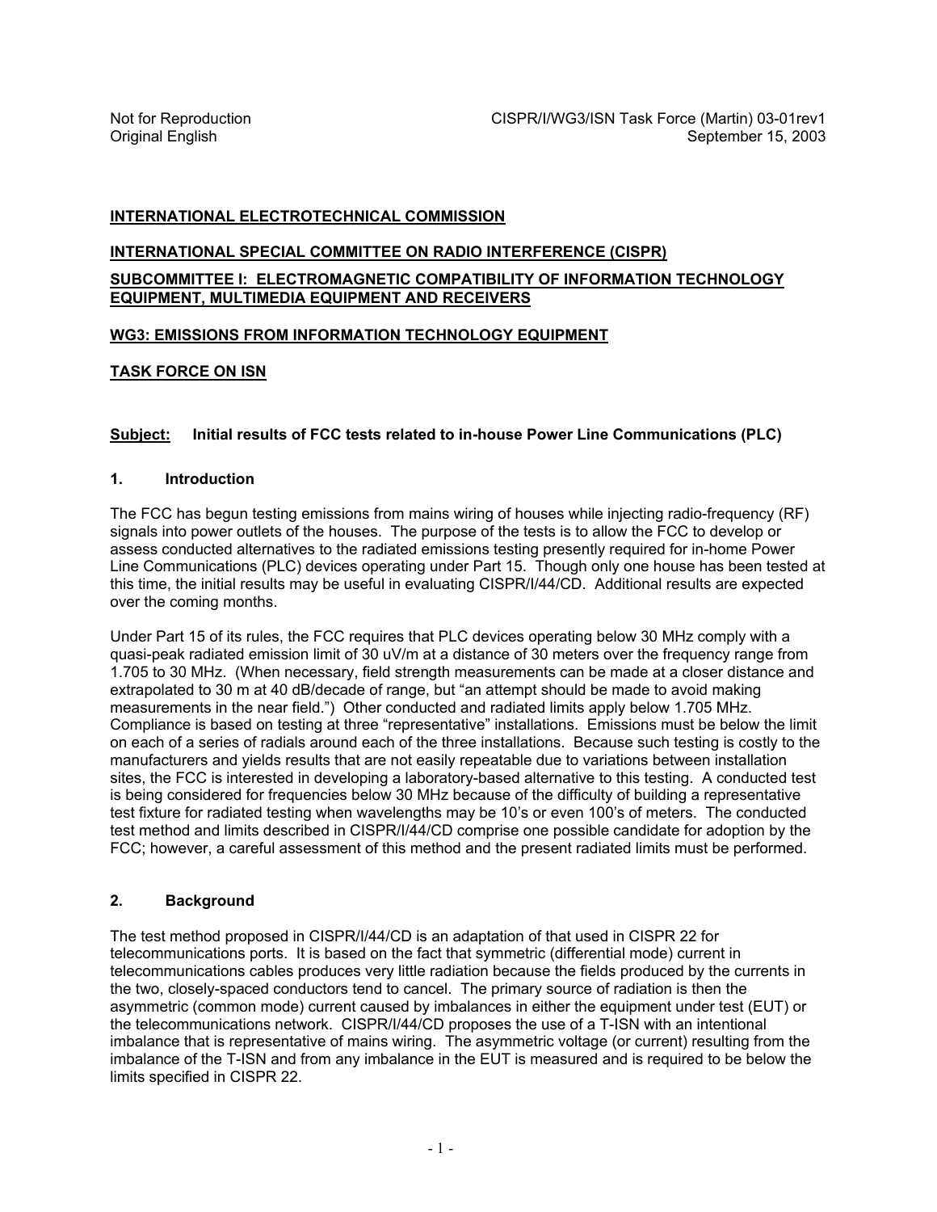Not for Reproduction CISPR/I/WG3/ISN Task Force (Martin) 03-01rev1
Original English September 15, 2003

**INTERNATIONAL ELECTROTECHNICAL COMMISSION**

**INTERNATIONAL SPECIAL COMMITTEE ON RADIO INTERFERENCE (CISPR)**

**SUBCOMMITTEE I: ELECTROMAGNETIC COMPATIBILITY OF INFORMATION TECHNOLOGY EQUIPMENT, MULTIMEDIA EQUIPMENT AND RECEIVERS**

**WG3: EMISSIONS FROM INFORMATION TECHNOLOGY EQUIPMENT**

**TASK FORCE ON ISN**

**Subject:** **Initial results of FCC tests related to in-house Power Line Communications (PLC)**

## 1. Introduction

The FCC has begun testing emissions from mains wiring of houses while injecting radio-frequency (RF) signals into power outlets of the houses. The purpose of the tests is to allow the FCC to develop or assess conducted alternatives to the radiated emissions testing presently required for in-home Power Line Communications (PLC) devices operating under Part 15. Though only one house has been tested at this time, the initial results may be useful in evaluating CISPR/I/44/CD. Additional results are expected over the coming months.

Under Part 15 of its rules, the FCC requires that PLC devices operating below 30 MHz comply with a quasi-peak radiated emission limit of 30 uV/m at a distance of 30 meters over the frequency range from 1.705 to 30 MHz. (When necessary, field strength measurements can be made at a closer distance and extrapolated to 30 m at 40 dB/decade of range, but "an attempt should be made to avoid making measurements in the near field.") Other conducted and radiated limits apply below 1.705 MHz. Compliance is based on testing at three "representative" installations. Emissions must be below the limit on each of a series of radials around each of the three installations. Because such testing is costly to the manufacturers and yields results that are not easily repeatable due to variations between installation sites, the FCC is interested in developing a laboratory-based alternative to this testing. A conducted test is being considered for frequencies below 30 MHz because of the difficulty of building a representative test fixture for radiated testing when wavelengths may be 10's or even 100's of meters. The conducted test method and limits described in CISPR/I/44/CD comprise one possible candidate for adoption by the FCC; however, a careful assessment of this method and the present radiated limits must be performed.

## 2. Background

The test method proposed in CISPR/I/44/CD is an adaptation of that used in CISPR 22 for telecommunications ports. It is based on the fact that symmetric (differential mode) current in telecommunications cables produces very little radiation because the fields produced by the currents in the two, closely-spaced conductors tend to cancel. The primary source of radiation is then the asymmetric (common mode) current caused by imbalances in either the equipment under test (EUT) or the telecommunications network. CISPR/I/44/CD proposes the use of a T-ISN with an intentional imbalance that is representative of mains wiring. The asymmetric voltage (or current) resulting from the imbalance of the T-ISN and from any imbalance in the EUT is measured and is required to be below the limits specified in CISPR 22.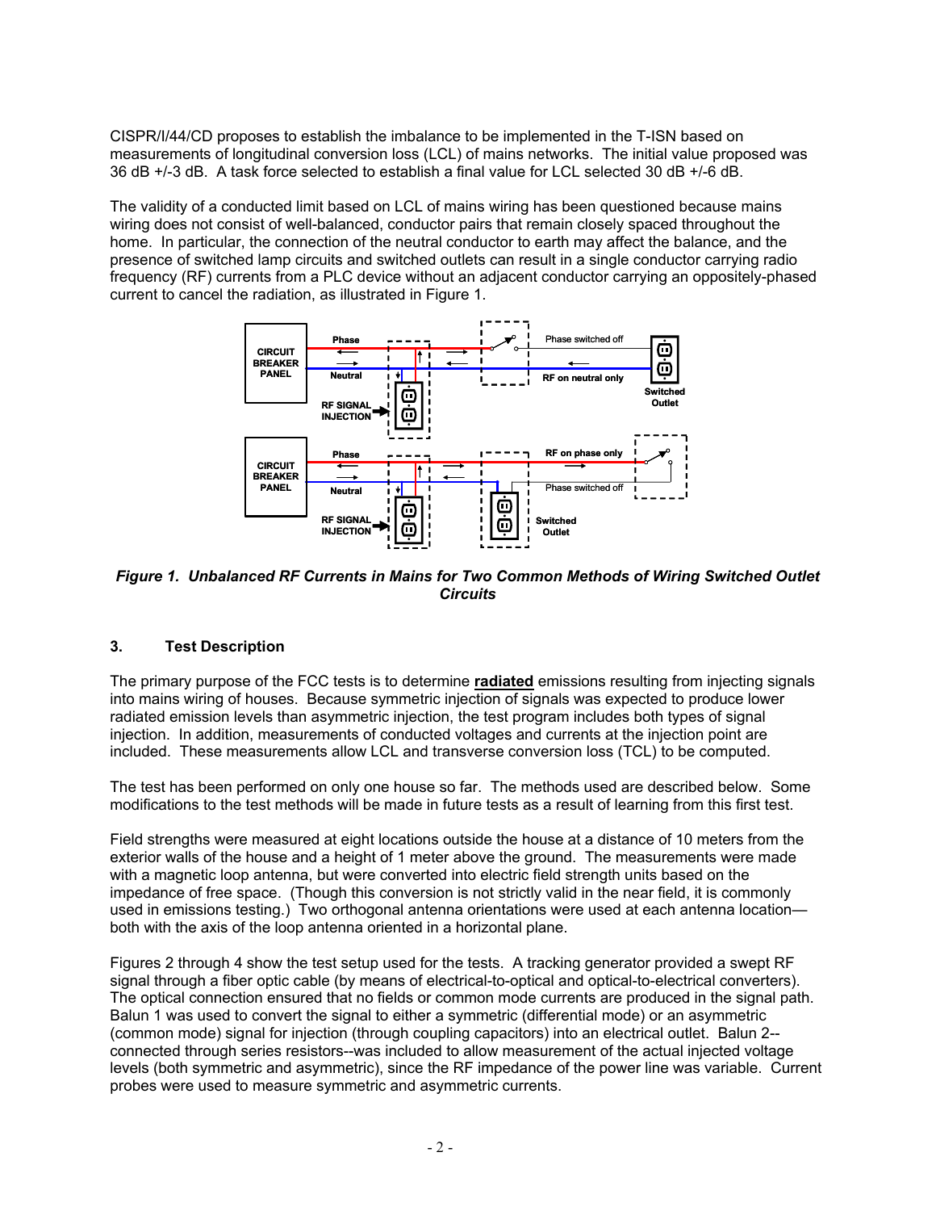CISPR/I/44/CD proposes to establish the imbalance to be implemented in the T-ISN based on measurements of longitudinal conversion loss (LCL) of mains networks. The initial value proposed was 36 dB +/-3 dB. A task force selected to establish a final value for LCL selected 30 dB +/-6 dB.

The validity of a conducted limit based on LCL of mains wiring has been questioned because mains wiring does not consist of well-balanced, conductor pairs that remain closely spaced throughout the home. In particular, the connection of the neutral conductor to earth may affect the balance, and the presence of switched lamp circuits and switched outlets can result in a single conductor carrying radio frequency (RF) currents from a PLC device without an adjacent conductor carrying an oppositely-phased current to cancel the radiation, as illustrated in Figure 1.

***Figure 1. Unbalanced RF Currents in Mains for Two Common Methods of Wiring Switched Outlet Circuits***

## 3. Test Description

The primary purpose of the FCC tests is to determine **radiated** emissions resulting from injecting signals into mains wiring of houses. Because symmetric injection of signals was expected to produce lower radiated emission levels than asymmetric injection, the test program includes both types of signal injection. In addition, measurements of conducted voltages and currents at the injection point are included. These measurements allow LCL and transverse conversion loss (TCL) to be computed.

The test has been performed on only one house so far. The methods used are described below. Some modifications to the test methods will be made in future tests as a result of learning from this first test.

Field strengths were measured at eight locations outside the house at a distance of 10 meters from the exterior walls of the house and a height of 1 meter above the ground. The measurements were made with a magnetic loop antenna, but were converted into electric field strength units based on the impedance of free space. (Though this conversion is not strictly valid in the near field, it is commonly used in emissions testing.) Two orthogonal antenna orientations were used at each antenna location—both with the axis of the loop antenna oriented in a horizontal plane.

Figures 2 through 4 show the test setup used for the tests. A tracking generator provided a swept RF signal through a fiber optic cable (by means of electrical-to-optical and optical-to-electrical converters). The optical connection ensured that no fields or common mode currents are produced in the signal path. Balun 1 was used to convert the signal to either a symmetric (differential mode) or an asymmetric (common mode) signal for injection (through coupling capacitors) into an electrical outlet. Balun 2--connected through series resistors--was included to allow measurement of the actual injected voltage levels (both symmetric and asymmetric), since the RF impedance of the power line was variable. Current probes were used to measure symmetric and asymmetric currents.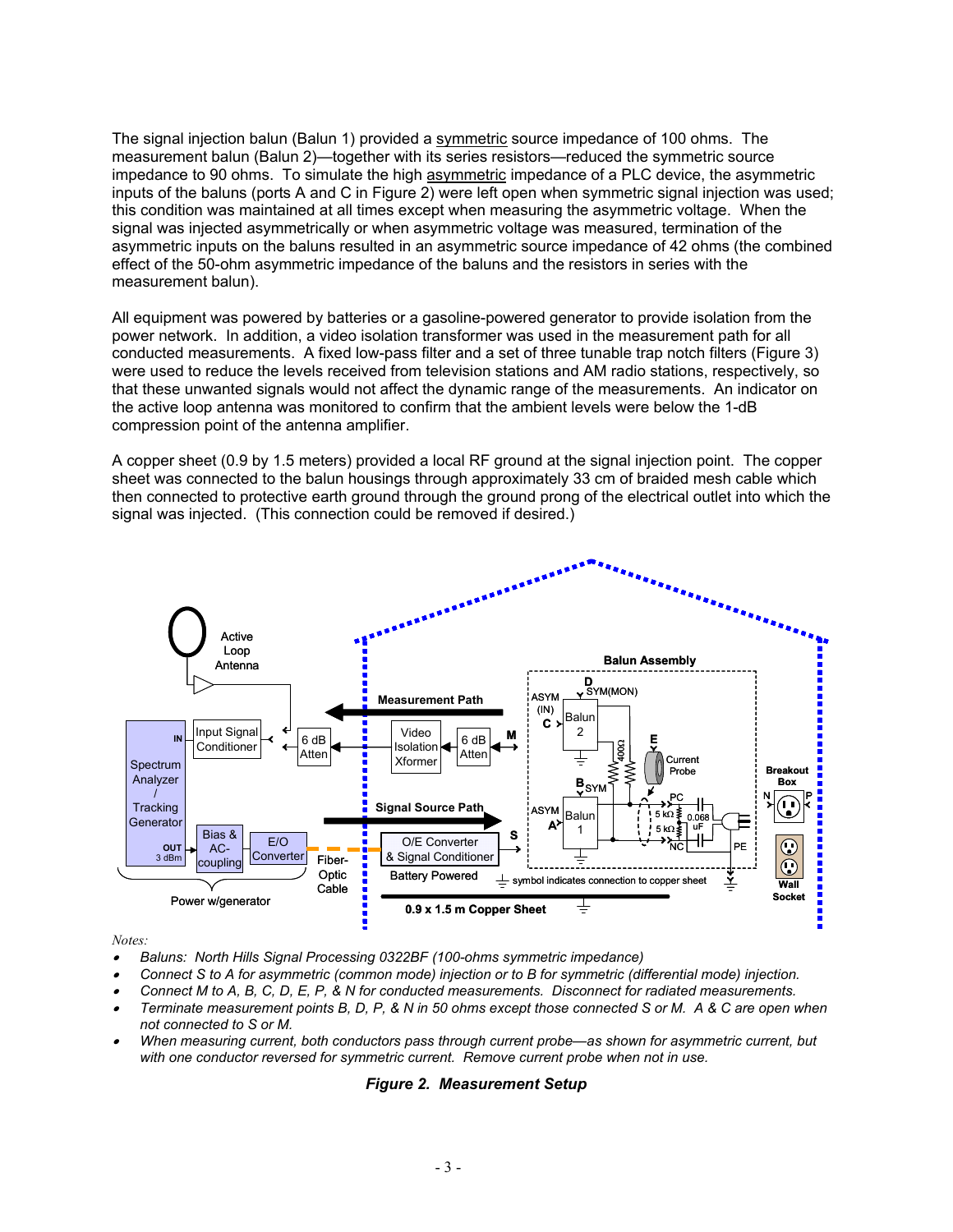The signal injection balun (Balun 1) provided a symmetric source impedance of 100 ohms. The measurement balun (Balun 2)—together with its series resistors—reduced the symmetric source impedance to 90 ohms. To simulate the high asymmetric impedance of a PLC device, the asymmetric inputs of the baluns (ports A and C in Figure 2) were left open when symmetric signal injection was used; this condition was maintained at all times except when measuring the asymmetric voltage. When the signal was injected asymmetrically or when asymmetric voltage was measured, termination of the asymmetric inputs on the baluns resulted in an asymmetric source impedance of 42 ohms (the combined effect of the 50-ohm asymmetric impedance of the baluns and the resistors in series with the measurement balun).

All equipment was powered by batteries or a gasoline-powered generator to provide isolation from the power network. In addition, a video isolation transformer was used in the measurement path for all conducted measurements. A fixed low-pass filter and a set of three tunable trap notch filters (Figure 3) were used to reduce the levels received from television stations and AM radio stations, respectively, so that these unwanted signals would not affect the dynamic range of the measurements. An indicator on the active loop antenna was monitored to confirm that the ambient levels were below the 1-dB compression point of the antenna amplifier.

A copper sheet (0.9 by 1.5 meters) provided a local RF ground at the signal injection point. The copper sheet was connected to the balun housings through approximately 33 cm of braided mesh cable which then connected to protective earth ground through the ground prong of the electrical outlet into which the signal was injected. (This connection could be removed if desired.)

*Notes:*

- *Baluns: North Hills Signal Processing 0322BF (100-ohms symmetric impedance)*
- *Connect S to A for asymmetric (common mode) injection or to B for symmetric (differential mode) injection.*
- *Connect M to A, B, C, D, E, P, & N for conducted measurements. Disconnect for radiated measurements.*
- *Terminate measurement points B, D, P, & N in 50 ohms except those connected S or M. A & C are open when not connected to S or M.*
- *When measuring current, both conductors pass through current probe—as shown for asymmetric current, but with one conductor reversed for symmetric current. Remove current probe when not in use.*

***Figure 2. Measurement Setup***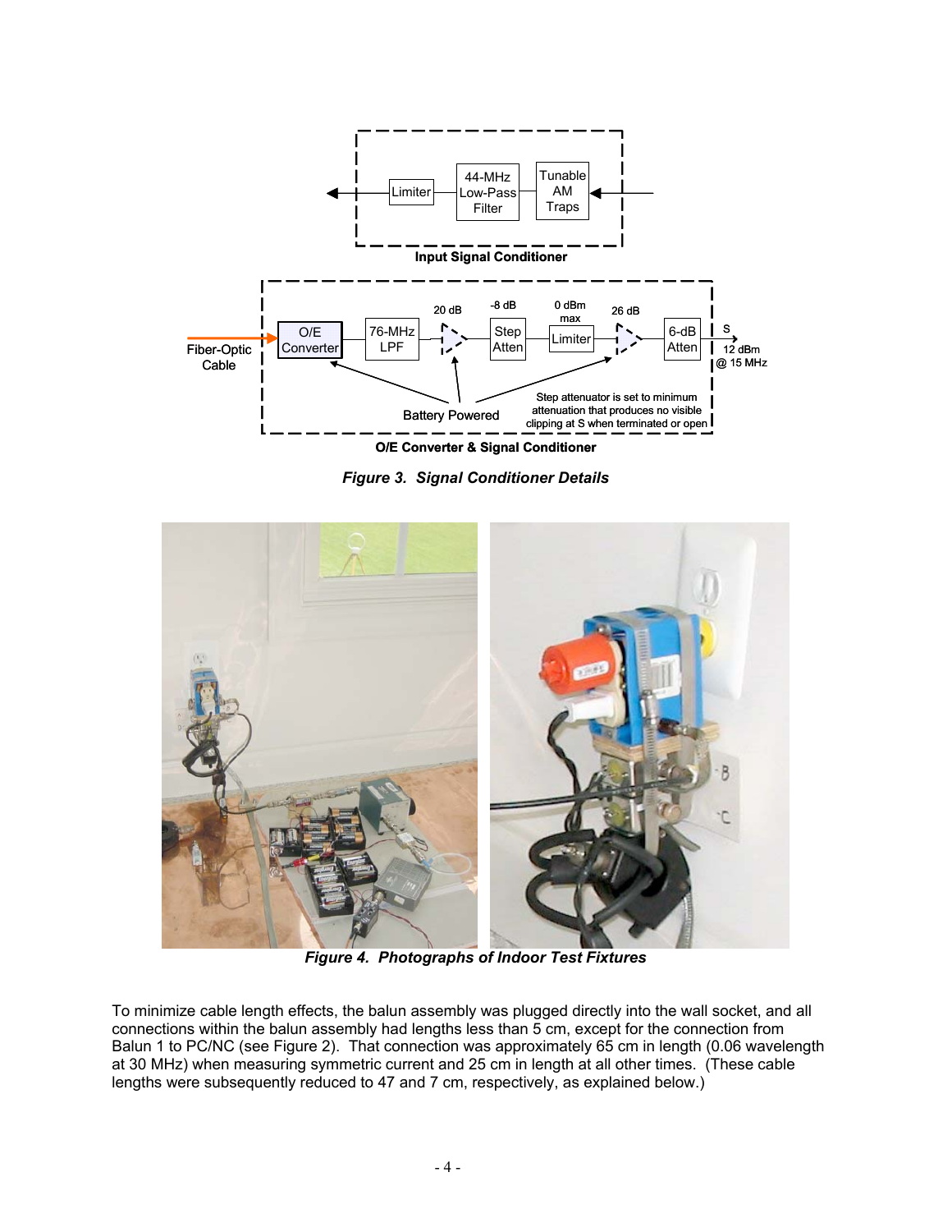Figure 3. Signal Conditioner Details

Figure 4. Photographs of Indoor Test Fixtures

To minimize cable length effects, the balun assembly was plugged directly into the wall socket, and all connections within the balun assembly had lengths less than 5 cm, except for the connection from Balun 1 to PC/NC (see Figure 2). That connection was approximately 65 cm in length (0.06 wavelength at 30 MHz) when measuring symmetric current and 25 cm in length at all other times. (These cable lengths were subsequently reduced to 47 and 7 cm, respectively, as explained below.)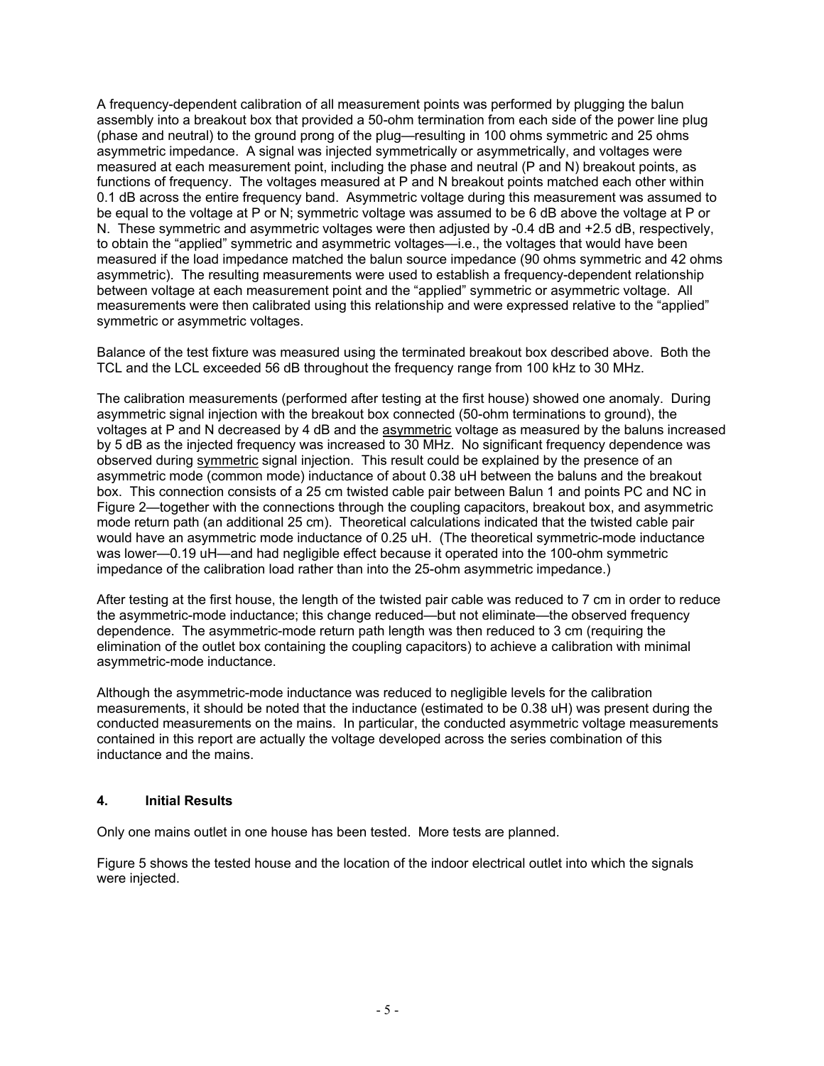A frequency-dependent calibration of all measurement points was performed by plugging the balun assembly into a breakout box that provided a 50-ohm termination from each side of the power line plug (phase and neutral) to the ground prong of the plug—resulting in 100 ohms symmetric and 25 ohms asymmetric impedance. A signal was injected symmetrically or asymmetrically, and voltages were measured at each measurement point, including the phase and neutral (P and N) breakout points, as functions of frequency. The voltages measured at P and N breakout points matched each other within 0.1 dB across the entire frequency band. Asymmetric voltage during this measurement was assumed to be equal to the voltage at P or N; symmetric voltage was assumed to be 6 dB above the voltage at P or N. These symmetric and asymmetric voltages were then adjusted by -0.4 dB and +2.5 dB, respectively, to obtain the "applied" symmetric and asymmetric voltages—i.e., the voltages that would have been measured if the load impedance matched the balun source impedance (90 ohms symmetric and 42 ohms asymmetric). The resulting measurements were used to establish a frequency-dependent relationship between voltage at each measurement point and the "applied" symmetric or asymmetric voltage. All measurements were then calibrated using this relationship and were expressed relative to the "applied" symmetric or asymmetric voltages.

Balance of the test fixture was measured using the terminated breakout box described above. Both the TCL and the LCL exceeded 56 dB throughout the frequency range from 100 kHz to 30 MHz.

The calibration measurements (performed after testing at the first house) showed one anomaly. During asymmetric signal injection with the breakout box connected (50-ohm terminations to ground), the voltages at P and N decreased by 4 dB and the asymmetric voltage as measured by the baluns increased by 5 dB as the injected frequency was increased to 30 MHz. No significant frequency dependence was observed during symmetric signal injection. This result could be explained by the presence of an asymmetric mode (common mode) inductance of about 0.38 uH between the baluns and the breakout box. This connection consists of a 25 cm twisted cable pair between Balun 1 and points PC and NC in Figure 2—together with the connections through the coupling capacitors, breakout box, and asymmetric mode return path (an additional 25 cm). Theoretical calculations indicated that the twisted cable pair would have an asymmetric mode inductance of 0.25 uH. (The theoretical symmetric-mode inductance was lower—0.19 uH—and had negligible effect because it operated into the 100-ohm symmetric impedance of the calibration load rather than into the 25-ohm asymmetric impedance.)

After testing at the first house, the length of the twisted pair cable was reduced to 7 cm in order to reduce the asymmetric-mode inductance; this change reduced—but not eliminate—the observed frequency dependence. The asymmetric-mode return path length was then reduced to 3 cm (requiring the elimination of the outlet box containing the coupling capacitors) to achieve a calibration with minimal asymmetric-mode inductance.

Although the asymmetric-mode inductance was reduced to negligible levels for the calibration measurements, it should be noted that the inductance (estimated to be 0.38 uH) was present during the conducted measurements on the mains. In particular, the conducted asymmetric voltage measurements contained in this report are actually the voltage developed across the series combination of this inductance and the mains.

## 4. Initial Results

Only one mains outlet in one house has been tested. More tests are planned.

Figure 5 shows the tested house and the location of the indoor electrical outlet into which the signals were injected.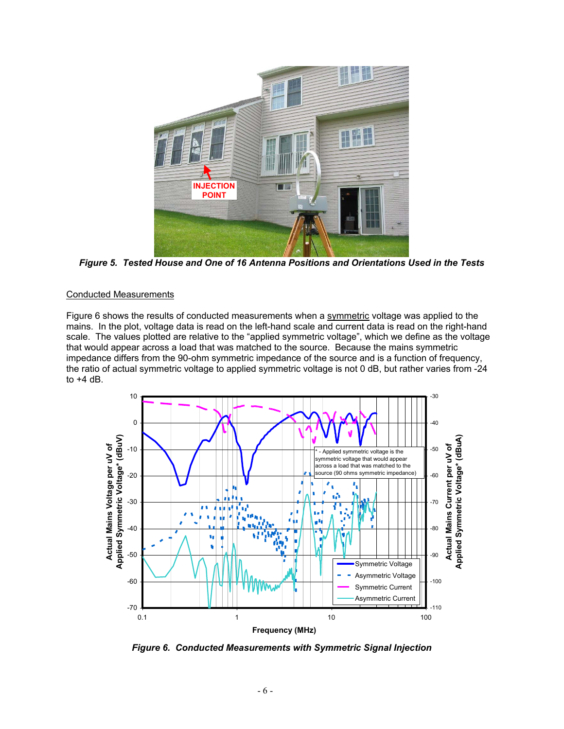*Figure 5. Tested House and One of 16 Antenna Positions and Orientations Used in the Tests*

Conducted Measurements

Figure 6 shows the results of conducted measurements when a symmetric voltage was applied to the mains. In the plot, voltage data is read on the left-hand scale and current data is read on the right-hand scale. The values plotted are relative to the "applied symmetric voltage", which we define as the voltage that would appear across a load that was matched to the source. Because the mains symmetric impedance differs from the 90-ohm symmetric impedance of the source and is a function of frequency, the ratio of actual symmetric voltage to applied symmetric voltage is not 0 dB, but rather varies from -24 to +4 dB.

*Figure 6. Conducted Measurements with Symmetric Signal Injection*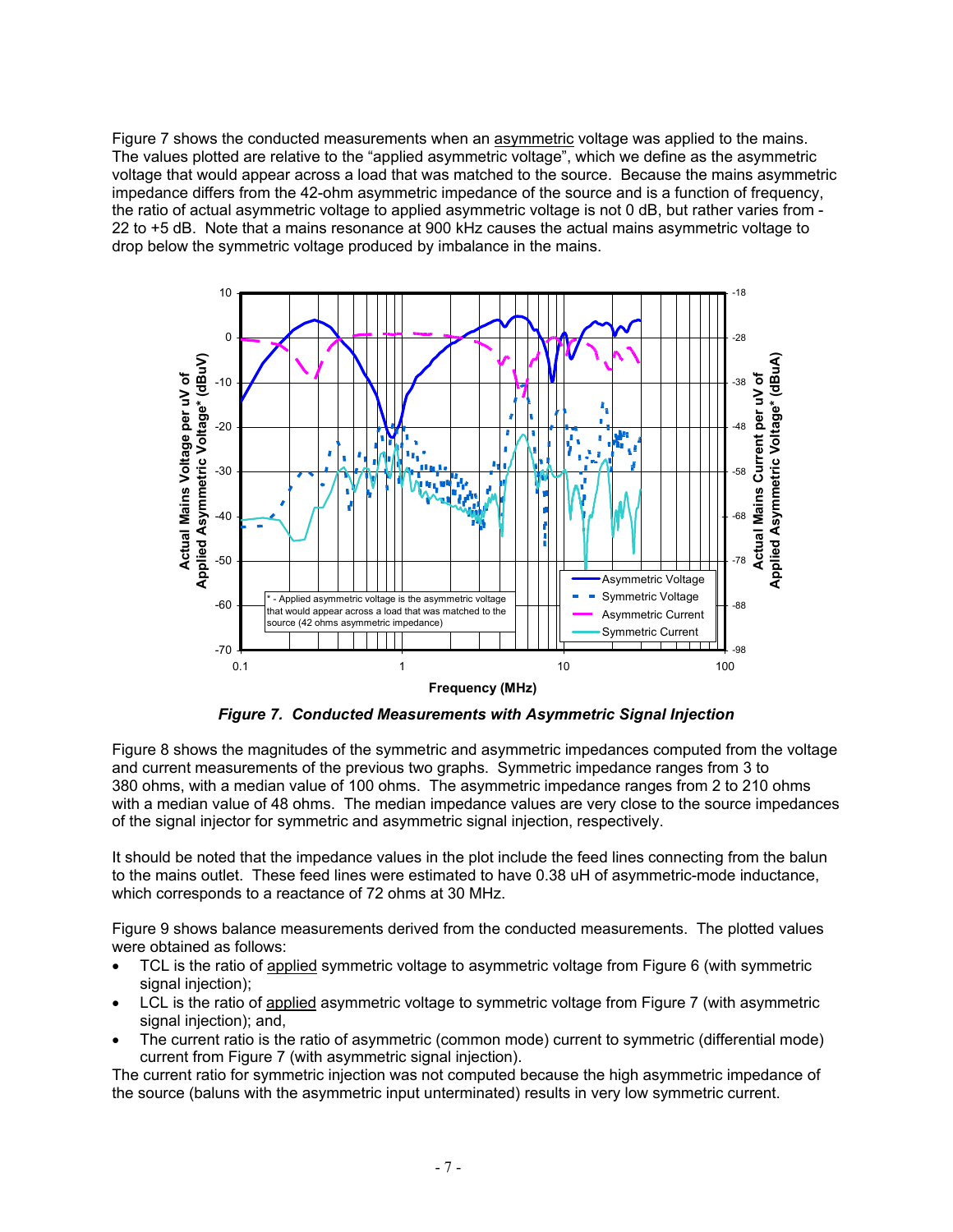Figure 7 shows the conducted measurements when an asymmetric voltage was applied to the mains. The values plotted are relative to the "applied asymmetric voltage", which we define as the asymmetric voltage that would appear across a load that was matched to the source. Because the mains asymmetric impedance differs from the 42-ohm asymmetric impedance of the source and is a function of frequency, the ratio of actual asymmetric voltage to applied asymmetric voltage is not 0 dB, but rather varies from -22 to +5 dB. Note that a mains resonance at 900 kHz causes the actual mains asymmetric voltage to drop below the symmetric voltage produced by imbalance in the mains.

***Figure 7. Conducted Measurements with Asymmetric Signal Injection***

Figure 8 shows the magnitudes of the symmetric and asymmetric impedances computed from the voltage and current measurements of the previous two graphs. Symmetric impedance ranges from 3 to 380 ohms, with a median value of 100 ohms. The asymmetric impedance ranges from 2 to 210 ohms with a median value of 48 ohms. The median impedance values are very close to the source impedances of the signal injector for symmetric and asymmetric signal injection, respectively.

It should be noted that the impedance values in the plot include the feed lines connecting from the balun to the mains outlet. These feed lines were estimated to have 0.38 uH of asymmetric-mode inductance, which corresponds to a reactance of 72 ohms at 30 MHz.

Figure 9 shows balance measurements derived from the conducted measurements. The plotted values were obtained as follows:

- TCL is the ratio of applied symmetric voltage to asymmetric voltage from Figure 6 (with symmetric signal injection);
- LCL is the ratio of applied asymmetric voltage to symmetric voltage from Figure 7 (with asymmetric signal injection); and,
- The current ratio is the ratio of asymmetric (common mode) current to symmetric (differential mode) current from Figure 7 (with asymmetric signal injection).

The current ratio for symmetric injection was not computed because the high asymmetric impedance of the source (baluns with the asymmetric input unterminated) results in very low symmetric current.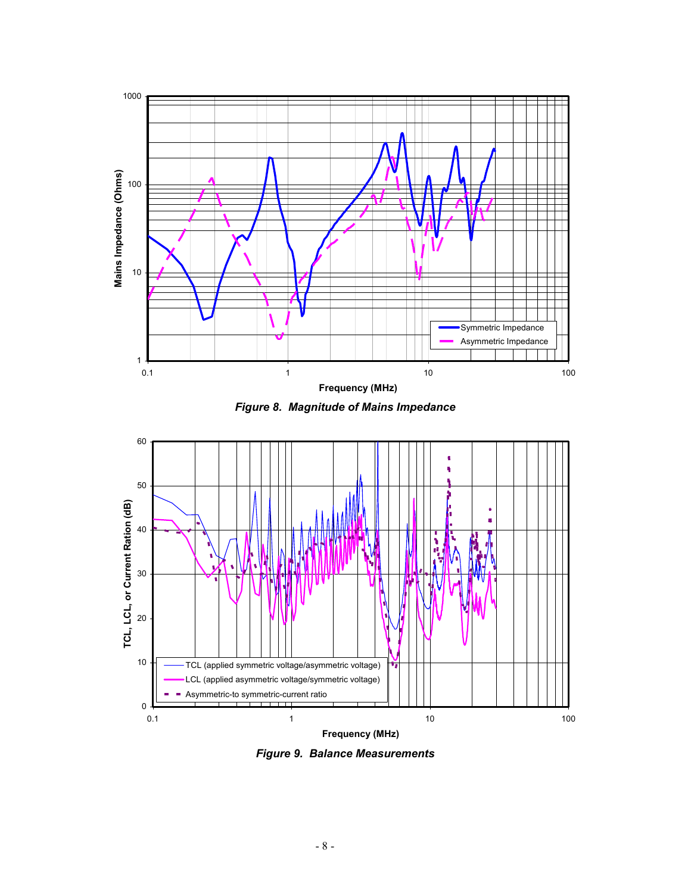*Figure 8. Magnitude of Mains Impedance*

*Figure 9. Balance Measurements*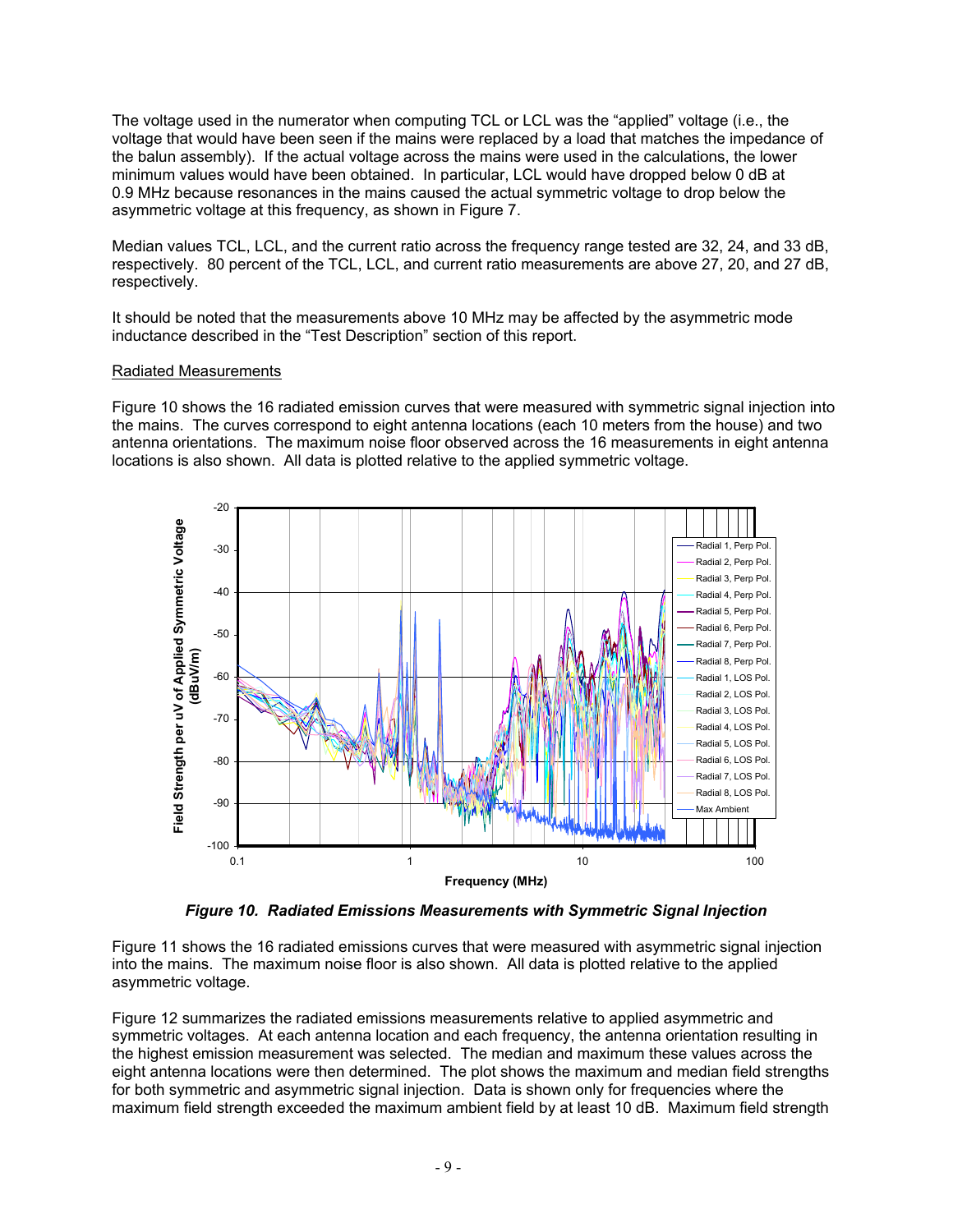The voltage used in the numerator when computing TCL or LCL was the "applied" voltage (i.e., the voltage that would have been seen if the mains were replaced by a load that matches the impedance of the balun assembly). If the actual voltage across the mains were used in the calculations, the lower minimum values would have been obtained. In particular, LCL would have dropped below 0 dB at 0.9 MHz because resonances in the mains caused the actual symmetric voltage to drop below the asymmetric voltage at this frequency, as shown in Figure 7.

Median values TCL, LCL, and the current ratio across the frequency range tested are 32, 24, and 33 dB, respectively. 80 percent of the TCL, LCL, and current ratio measurements are above 27, 20, and 27 dB, respectively.

It should be noted that the measurements above 10 MHz may be affected by the asymmetric mode inductance described in the "Test Description" section of this report.

Radiated Measurements

Figure 10 shows the 16 radiated emission curves that were measured with symmetric signal injection into the mains. The curves correspond to eight antenna locations (each 10 meters from the house) and two antenna orientations. The maximum noise floor observed across the 16 measurements in eight antenna locations is also shown. All data is plotted relative to the applied symmetric voltage.

*Figure 10. Radiated Emissions Measurements with Symmetric Signal Injection*

Figure 11 shows the 16 radiated emissions curves that were measured with asymmetric signal injection into the mains. The maximum noise floor is also shown. All data is plotted relative to the applied asymmetric voltage.

Figure 12 summarizes the radiated emissions measurements relative to applied asymmetric and symmetric voltages. At each antenna location and each frequency, the antenna orientation resulting in the highest emission measurement was selected. The median and maximum these values across the eight antenna locations were then determined. The plot shows the maximum and median field strengths for both symmetric and asymmetric signal injection. Data is shown only for frequencies where the maximum field strength exceeded the maximum ambient field by at least 10 dB. Maximum field strength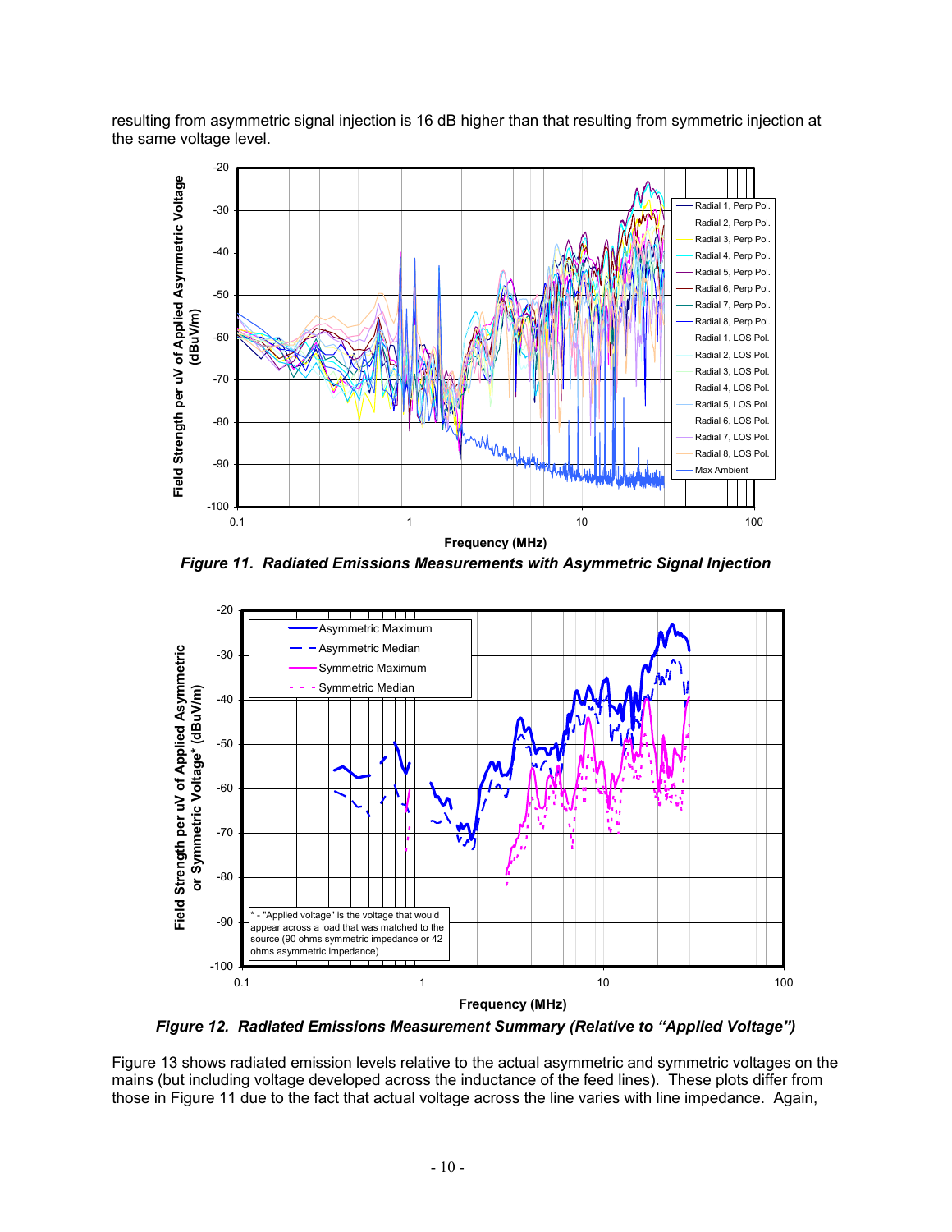resulting from asymmetric signal injection is 16 dB higher than that resulting from symmetric injection at the same voltage level.

***Figure 11. Radiated Emissions Measurements with Asymmetric Signal Injection***

***Figure 12. Radiated Emissions Measurement Summary (Relative to "Applied Voltage")***

Figure 13 shows radiated emission levels relative to the actual asymmetric and symmetric voltages on the mains (but including voltage developed across the inductance of the feed lines). These plots differ from those in Figure 11 due to the fact that actual voltage across the line varies with line impedance. Again,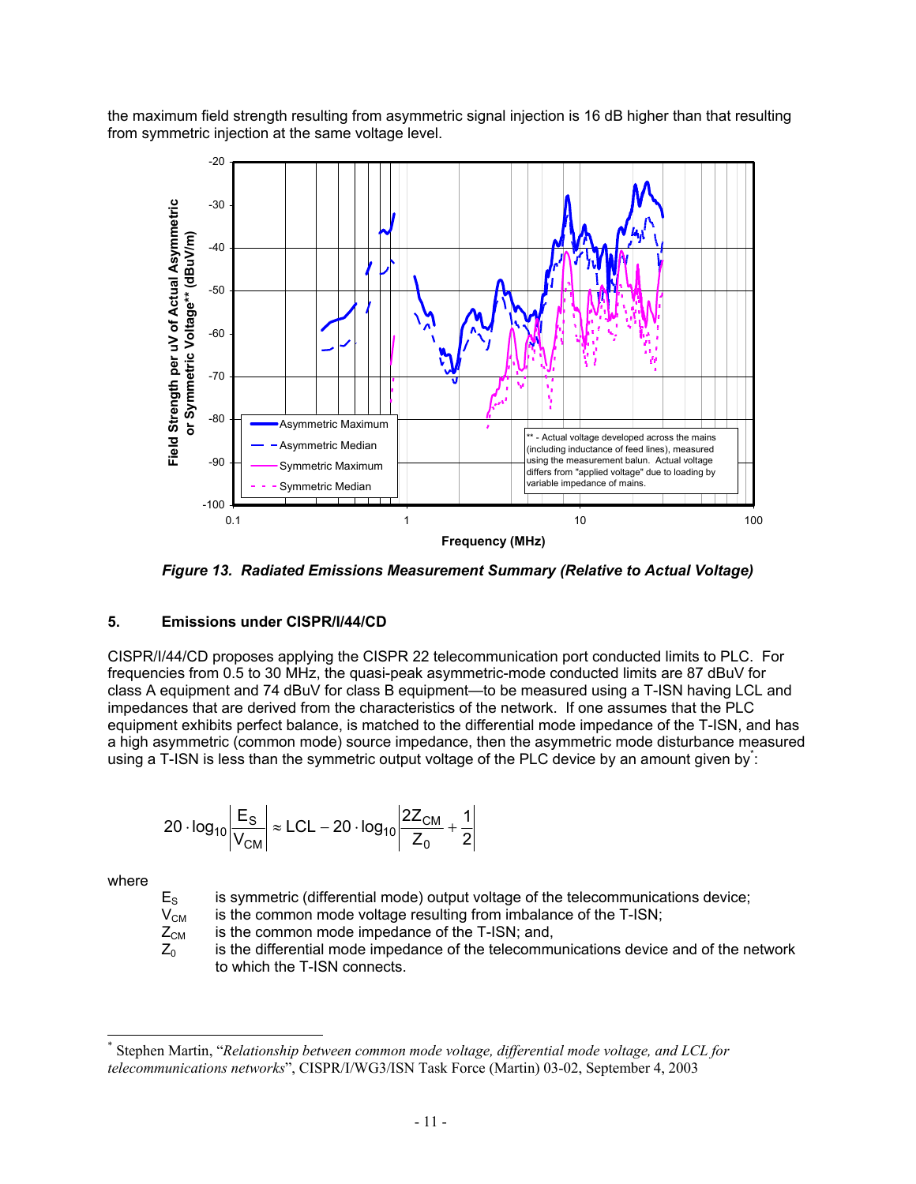the maximum field strength resulting from asymmetric signal injection is 16 dB higher than that resulting from symmetric injection at the same voltage level.

*Figure 13. Radiated Emissions Measurement Summary (Relative to Actual Voltage)*

### 5. Emissions under CISPR/I/44/CD

CISPR/I/44/CD proposes applying the CISPR 22 telecommunication port conducted limits to PLC. For frequencies from 0.5 to 30 MHz, the quasi-peak asymmetric-mode conducted limits are 87 dBuV for class A equipment and 74 dBuV for class B equipment—to be measured using a T-ISN having LCL and impedances that are derived from the characteristics of the network. If one assumes that the PLC equipment exhibits perfect balance, is matched to the differential mode impedance of the T-ISN, and has a high asymmetric (common mode) source impedance, then the asymmetric mode disturbance measured using a T-ISN is less than the symmetric output voltage of the PLC device by an amount given by*:

$$20 \cdot \log_{10}\left|\frac{E_S}{V_{CM}}\right| \approx \mathrm{LCL} - 20 \cdot \log_{10}\left|\frac{2Z_{CM}}{Z_0} + \frac{1}{2}\right|$$

where

- $E_S$ is symmetric (differential mode) output voltage of the telecommunications device;
- $V_{CM}$ is the common mode voltage resulting from imbalance of the T-ISN;
- $Z_{CM}$ is the common mode impedance of the T-ISN; and,
- $Z_0$ is the differential mode impedance of the telecommunications device and of the network to which the T-ISN connects.

---

\* Stephen Martin, "*Relationship between common mode voltage, differential mode voltage, and LCL for telecommunications networks*", CISPR/I/WG3/ISN Task Force (Martin) 03-02, September 4, 2003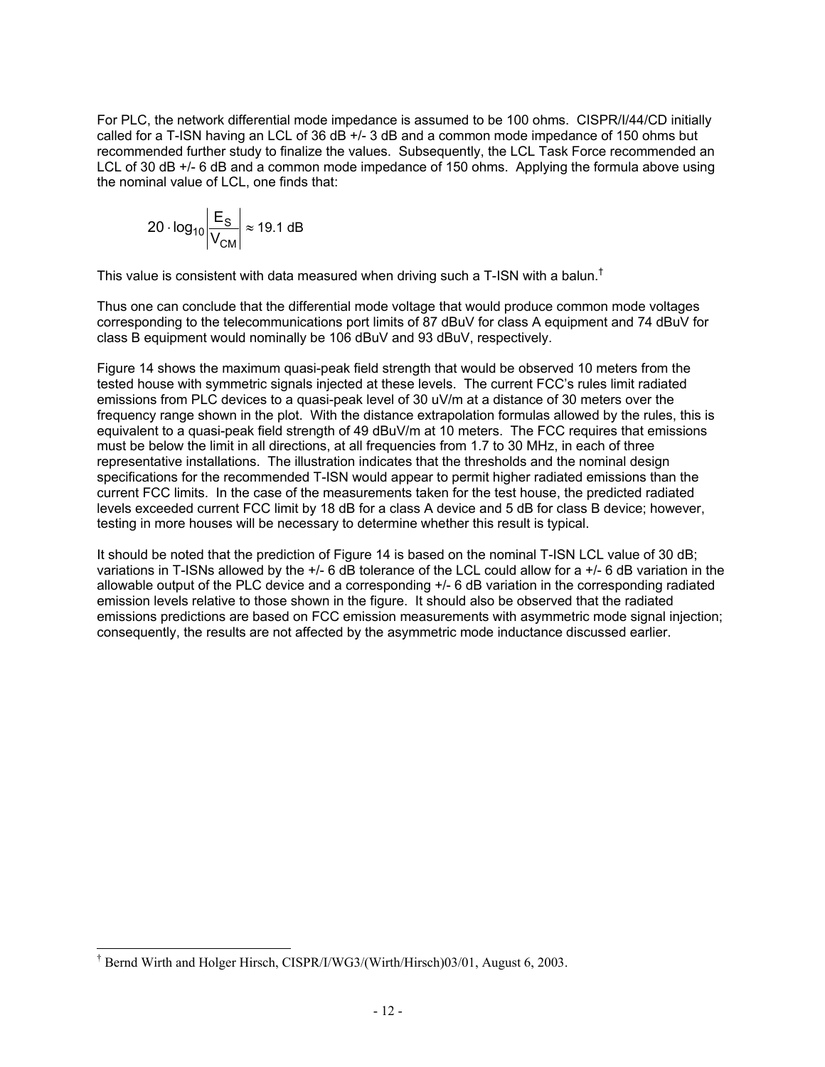For PLC, the network differential mode impedance is assumed to be 100 ohms. CISPR/I/44/CD initially called for a T-ISN having an LCL of 36 dB +/- 3 dB and a common mode impedance of 150 ohms but recommended further study to finalize the values. Subsequently, the LCL Task Force recommended an LCL of 30 dB +/- 6 dB and a common mode impedance of 150 ohms. Applying the formula above using the nominal value of LCL, one finds that:

$$20 \cdot \log_{10} \left| \frac{E_S}{V_{CM}} \right| \approx 19.1 \text{ dB}$$

This value is consistent with data measured when driving such a T-ISN with a balun.[†]

Thus one can conclude that the differential mode voltage that would produce common mode voltages corresponding to the telecommunications port limits of 87 dBuV for class A equipment and 74 dBuV for class B equipment would nominally be 106 dBuV and 93 dBuV, respectively.

Figure 14 shows the maximum quasi-peak field strength that would be observed 10 meters from the tested house with symmetric signals injected at these levels. The current FCC's rules limit radiated emissions from PLC devices to a quasi-peak level of 30 uV/m at a distance of 30 meters over the frequency range shown in the plot. With the distance extrapolation formulas allowed by the rules, this is equivalent to a quasi-peak field strength of 49 dBuV/m at 10 meters. The FCC requires that emissions must be below the limit in all directions, at all frequencies from 1.7 to 30 MHz, in each of three representative installations. The illustration indicates that the thresholds and the nominal design specifications for the recommended T-ISN would appear to permit higher radiated emissions than the current FCC limits. In the case of the measurements taken for the test house, the predicted radiated levels exceeded current FCC limit by 18 dB for a class A device and 5 dB for class B device; however, testing in more houses will be necessary to determine whether this result is typical.

It should be noted that the prediction of Figure 14 is based on the nominal T-ISN LCL value of 30 dB; variations in T-ISNs allowed by the +/- 6 dB tolerance of the LCL could allow for a +/- 6 dB variation in the allowable output of the PLC device and a corresponding +/- 6 dB variation in the corresponding radiated emission levels relative to those shown in the figure. It should also be observed that the radiated emissions predictions are based on FCC emission measurements with asymmetric mode signal injection; consequently, the results are not affected by the asymmetric mode inductance discussed earlier.

[†] Bernd Wirth and Holger Hirsch, CISPR/I/WG3/(Wirth/Hirsch)03/01, August 6, 2003.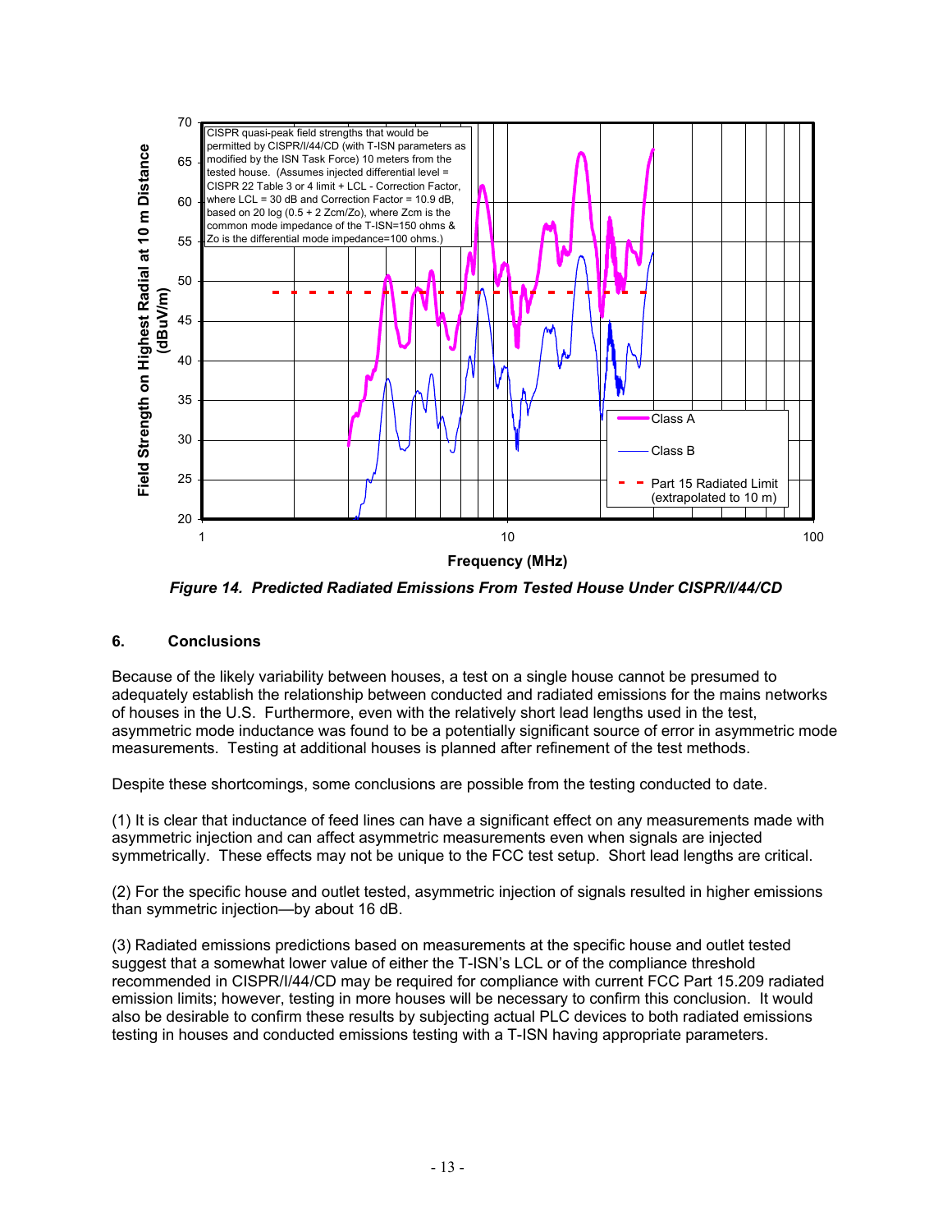CISPR quasi-peak field strengths that would be permitted by CISPR/I/44/CD (with T-ISN parameters as modified by the ISN Task Force) 10 meters from the tested house. (Assumes injected differential level = CISPR 22 Table 3 or 4 limit + LCL - Correction Factor, where LCL = 30 dB and Correction Factor = 10.9 dB, based on 20 log (0.5 + 2 Zcm/Zo), where Zcm is the common mode impedance of the T-ISN=150 ohms & Zo is the differential mode impedance=100 ohms.)

Field Strength on Highest Radial at 10 m Distance (dBuV/m)

70
65
60
55
50
45
40
35
30
25
20

1
10
100

Frequency (MHz)

Class A

Class B

Part 15 Radiated Limit (extrapolated to 10 m)

*Figure 14. Predicted Radiated Emissions From Tested House Under CISPR/I/44/CD*

## 6. Conclusions

Because of the likely variability between houses, a test on a single house cannot be presumed to adequately establish the relationship between conducted and radiated emissions for the mains networks of houses in the U.S. Furthermore, even with the relatively short lead lengths used in the test, asymmetric mode inductance was found to be a potentially significant source of error in asymmetric mode measurements. Testing at additional houses is planned after refinement of the test methods.

Despite these shortcomings, some conclusions are possible from the testing conducted to date.

(1) It is clear that inductance of feed lines can have a significant effect on any measurements made with asymmetric injection and can affect asymmetric measurements even when signals are injected symmetrically. These effects may not be unique to the FCC test setup. Short lead lengths are critical.

(2) For the specific house and outlet tested, asymmetric injection of signals resulted in higher emissions than symmetric injection—by about 16 dB.

(3) Radiated emissions predictions based on measurements at the specific house and outlet tested suggest that a somewhat lower value of either the T-ISN's LCL or of the compliance threshold recommended in CISPR/I/44/CD may be required for compliance with current FCC Part 15.209 radiated emission limits; however, testing in more houses will be necessary to confirm this conclusion. It would also be desirable to confirm these results by subjecting actual PLC devices to both radiated emissions testing in houses and conducted emissions testing with a T-ISN having appropriate parameters.